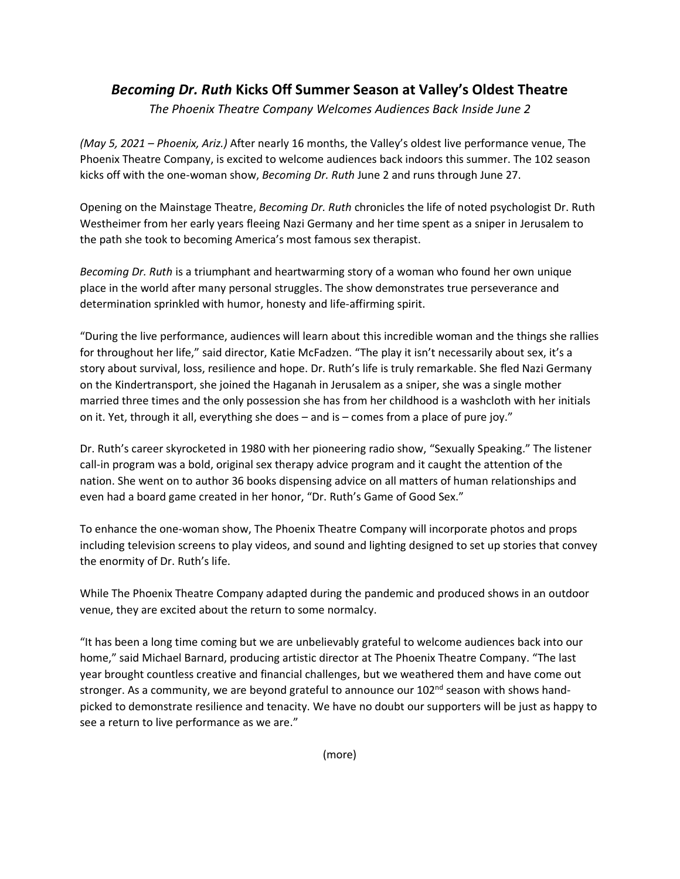# *Becoming Dr. Ruth* Kicks Off Summer Season at Valley's Oldest Theatre

*The Phoenix Theatre Company Welcomes Audiences Back Inside June 2*

*(May 5, 2021 – Phoenix, Ariz.)* After nearly 16 months, the Valley's oldest live performance venue, The Phoenix Theatre Company, is excited to welcome audiences back indoors this summer. The 102 season kicks off with the one-woman show, *Becoming Dr. Ruth* June 2 and runs through June 27.

Opening on the Mainstage Theatre, *Becoming Dr. Ruth* chronicles the life of noted psychologist Dr. Ruth Westheimer from her early years fleeing Nazi Germany and her time spent as a sniper in Jerusalem to the path she took to becoming America's most famous sex therapist.

*Becoming Dr. Ruth* is a triumphant and heartwarming story of a woman who found her own unique place in the world after many personal struggles. The show demonstrates true perseverance and determination sprinkled with humor, honesty and life-affirming spirit.

"During the live performance, audiences will learn about this incredible woman and the things she rallies for throughout her life," said director, Katie McFadzen. "The play it isn't necessarily about sex, it's a story about survival, loss, resilience and hope. Dr. Ruth's life is truly remarkable. She fled Nazi Germany on the Kindertransport, she joined the Haganah in Jerusalem as a sniper, she was a single mother married three times and the only possession she has from her childhood is a washcloth with her initials on it. Yet, through it all, everything she does – and is – comes from a place of pure joy."

Dr. Ruth's career skyrocketed in 1980 with her pioneering radio show, "Sexually Speaking." The listener call-in program was a bold, original sex therapy advice program and it caught the attention of the nation. She went on to author 36 books dispensing advice on all matters of human relationships and even had a board game created in her honor, "Dr. Ruth's Game of Good Sex."

To enhance the one-woman show, The Phoenix Theatre Company will incorporate photos and props including television screens to play videos, and sound and lighting designed to set up stories that convey the enormity of Dr. Ruth's life.

While The Phoenix Theatre Company adapted during the pandemic and produced shows in an outdoor venue, they are excited about the return to some normalcy.

"It has been a long time coming but we are unbelievably grateful to welcome audiences back into our home," said Michael Barnard, producing artistic director at The Phoenix Theatre Company. "The last year brought countless creative and financial challenges, but we weathered them and have come out stronger. As a community, we are beyond grateful to announce our 102nd season with shows hand-picked to demonstrate resilience and tenacity. We have no doubt our supporters will be just as happy to see a return to live performance as we are."

(more)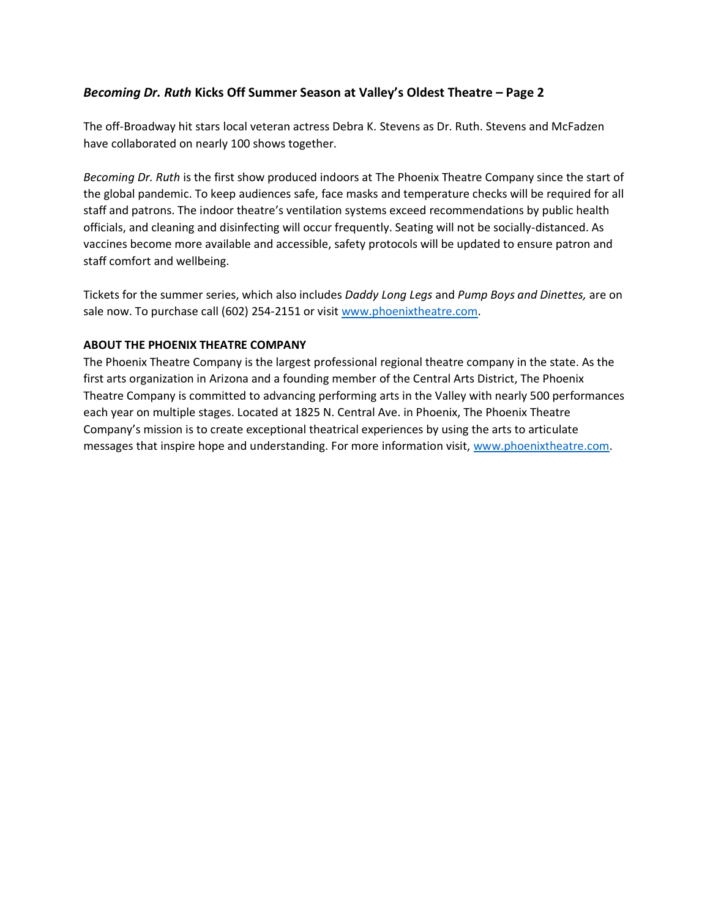## *Becoming Dr. Ruth* Kicks Off Summer Season at Valley's Oldest Theatre – Page 2

The off-Broadway hit stars local veteran actress Debra K. Stevens as Dr. Ruth. Stevens and McFadzen have collaborated on nearly 100 shows together.

*Becoming Dr. Ruth* is the first show produced indoors at The Phoenix Theatre Company since the start of the global pandemic. To keep audiences safe, face masks and temperature checks will be required for all staff and patrons. The indoor theatre's ventilation systems exceed recommendations by public health officials, and cleaning and disinfecting will occur frequently. Seating will not be socially-distanced. As vaccines become more available and accessible, safety protocols will be updated to ensure patron and staff comfort and wellbeing.

Tickets for the summer series, which also includes *Daddy Long Legs* and *Pump Boys and Dinettes,* are on sale now. To purchase call (602) 254-2151 or visit [www.phoenixtheatre.com](http://www.phoenixtheatre.com).

**ABOUT THE PHOENIX THEATRE COMPANY**

The Phoenix Theatre Company is the largest professional regional theatre company in the state. As the first arts organization in Arizona and a founding member of the Central Arts District, The Phoenix Theatre Company is committed to advancing performing arts in the Valley with nearly 500 performances each year on multiple stages. Located at 1825 N. Central Ave. in Phoenix, The Phoenix Theatre Company's mission is to create exceptional theatrical experiences by using the arts to articulate messages that inspire hope and understanding. For more information visit, [www.phoenixtheatre.com](http://www.phoenixtheatre.com).